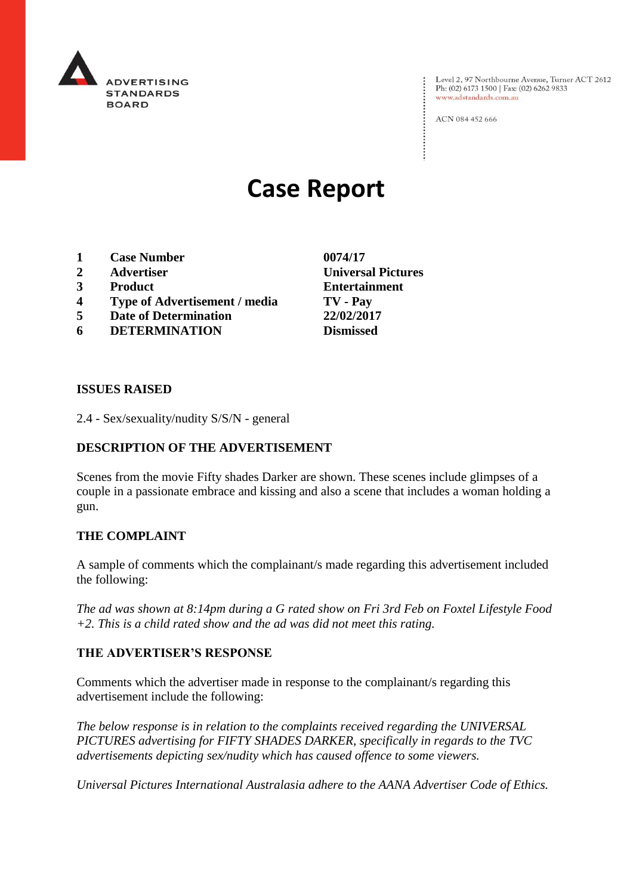ADVERTISING STANDARDS BOARD

Level 2, 97 Northbourne Avenue, Turner ACT 2612
Ph: (02) 6173 1500 | Fax: (02) 6262 9833
www.adstandards.com.au

ACN 084 452 666

# Case Report

| | | |
|---|---|---|
| **1** | **Case Number** | **0074/17** |
| **2** | **Advertiser** | **Universal Pictures** |
| **3** | **Product** | **Entertainment** |
| **4** | **Type of Advertisement / media** | **TV - Pay** |
| **5** | **Date of Determination** | **22/02/2017** |
| **6** | **DETERMINATION** | **Dismissed** |

**ISSUES RAISED**

2.4 - Sex/sexuality/nudity S/S/N - general

**DESCRIPTION OF THE ADVERTISEMENT**

Scenes from the movie Fifty shades Darker are shown. These scenes include glimpses of a couple in a passionate embrace and kissing and also a scene that includes a woman holding a gun.

**THE COMPLAINT**

A sample of comments which the complainant/s made regarding this advertisement included the following:

*The ad was shown at 8:14pm during a G rated show on Fri 3rd Feb on Foxtel Lifestyle Food +2. This is a child rated show and the ad was did not meet this rating.*

**THE ADVERTISER'S RESPONSE**

Comments which the advertiser made in response to the complainant/s regarding this advertisement include the following:

*The below response is in relation to the complaints received regarding the UNIVERSAL PICTURES advertising for FIFTY SHADES DARKER, specifically in regards to the TVC advertisements depicting sex/nudity which has caused offence to some viewers.*

*Universal Pictures International Australasia adhere to the AANA Advertiser Code of Ethics.*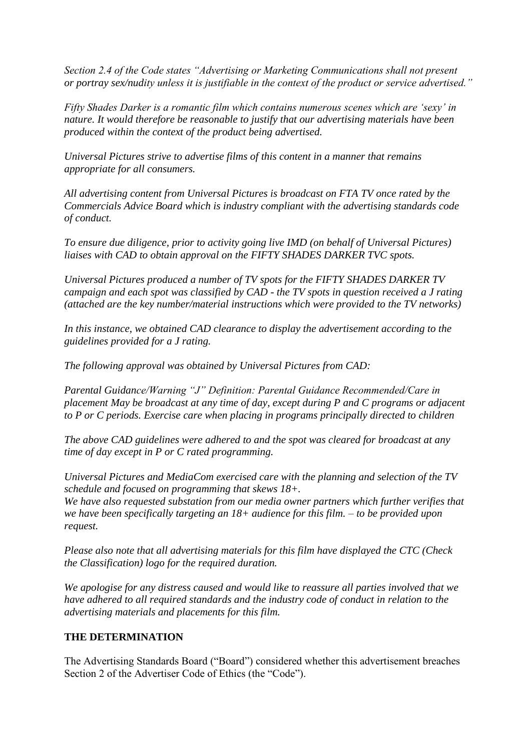*Section 2.4 of the Code states "Advertising or Marketing Communications shall not present or portray sex/nudity unless it is justifiable in the context of the product or service advertised."*

*Fifty Shades Darker is a romantic film which contains numerous scenes which are 'sexy' in nature. It would therefore be reasonable to justify that our advertising materials have been produced within the context of the product being advertised.*

*Universal Pictures strive to advertise films of this content in a manner that remains appropriate for all consumers.*

*All advertising content from Universal Pictures is broadcast on FTA TV once rated by the Commercials Advice Board which is industry compliant with the advertising standards code of conduct.*

*To ensure due diligence, prior to activity going live IMD (on behalf of Universal Pictures) liaises with CAD to obtain approval on the FIFTY SHADES DARKER TVC spots.*

*Universal Pictures produced a number of TV spots for the FIFTY SHADES DARKER TV campaign and each spot was classified by CAD - the TV spots in question received a J rating (attached are the key number/material instructions which were provided to the TV networks)*

*In this instance, we obtained CAD clearance to display the advertisement according to the guidelines provided for a J rating.*

*The following approval was obtained by Universal Pictures from CAD:*

*Parental Guidance/Warning "J" Definition: Parental Guidance Recommended/Care in placement May be broadcast at any time of day, except during P and C programs or adjacent to P or C periods. Exercise care when placing in programs principally directed to children*

*The above CAD guidelines were adhered to and the spot was cleared for broadcast at any time of day except in P or C rated programming.*

*Universal Pictures and MediaCom exercised care with the planning and selection of the TV schedule and focused on programming that skews 18+.*
*We have also requested substation from our media owner partners which further verifies that we have been specifically targeting an 18+ audience for this film. – to be provided upon request.*

*Please also note that all advertising materials for this film have displayed the CTC (Check the Classification) logo for the required duration.*

*We apologise for any distress caused and would like to reassure all parties involved that we have adhered to all required standards and the industry code of conduct in relation to the advertising materials and placements for this film.*

**THE DETERMINATION**

The Advertising Standards Board ("Board") considered whether this advertisement breaches Section 2 of the Advertiser Code of Ethics (the "Code").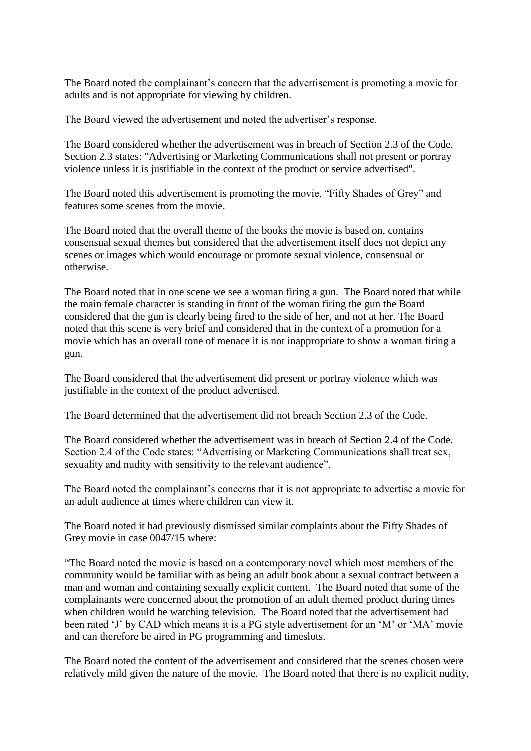The Board noted the complainant's concern that the advertisement is promoting a movie for adults and is not appropriate for viewing by children.

The Board viewed the advertisement and noted the advertiser's response.

The Board considered whether the advertisement was in breach of Section 2.3 of the Code. Section 2.3 states: "Advertising or Marketing Communications shall not present or portray violence unless it is justifiable in the context of the product or service advertised".

The Board noted this advertisement is promoting the movie, "Fifty Shades of Grey" and features some scenes from the movie.

The Board noted that the overall theme of the books the movie is based on, contains consensual sexual themes but considered that the advertisement itself does not depict any scenes or images which would encourage or promote sexual violence, consensual or otherwise.

The Board noted that in one scene we see a woman firing a gun. The Board noted that while the main female character is standing in front of the woman firing the gun the Board considered that the gun is clearly being fired to the side of her, and not at her. The Board noted that this scene is very brief and considered that in the context of a promotion for a movie which has an overall tone of menace it is not inappropriate to show a woman firing a gun.

The Board considered that the advertisement did present or portray violence which was justifiable in the context of the product advertised.

The Board determined that the advertisement did not breach Section 2.3 of the Code.

The Board considered whether the advertisement was in breach of Section 2.4 of the Code. Section 2.4 of the Code states: "Advertising or Marketing Communications shall treat sex, sexuality and nudity with sensitivity to the relevant audience".

The Board noted the complainant's concerns that it is not appropriate to advertise a movie for an adult audience at times where children can view it.

The Board noted it had previously dismissed similar complaints about the Fifty Shades of Grey movie in case 0047/15 where:

"The Board noted the movie is based on a contemporary novel which most members of the community would be familiar with as being an adult book about a sexual contract between a man and woman and containing sexually explicit content. The Board noted that some of the complainants were concerned about the promotion of an adult themed product during times when children would be watching television. The Board noted that the advertisement had been rated 'J' by CAD which means it is a PG style advertisement for an 'M' or 'MA' movie and can therefore be aired in PG programming and timeslots.

The Board noted the content of the advertisement and considered that the scenes chosen were relatively mild given the nature of the movie. The Board noted that there is no explicit nudity,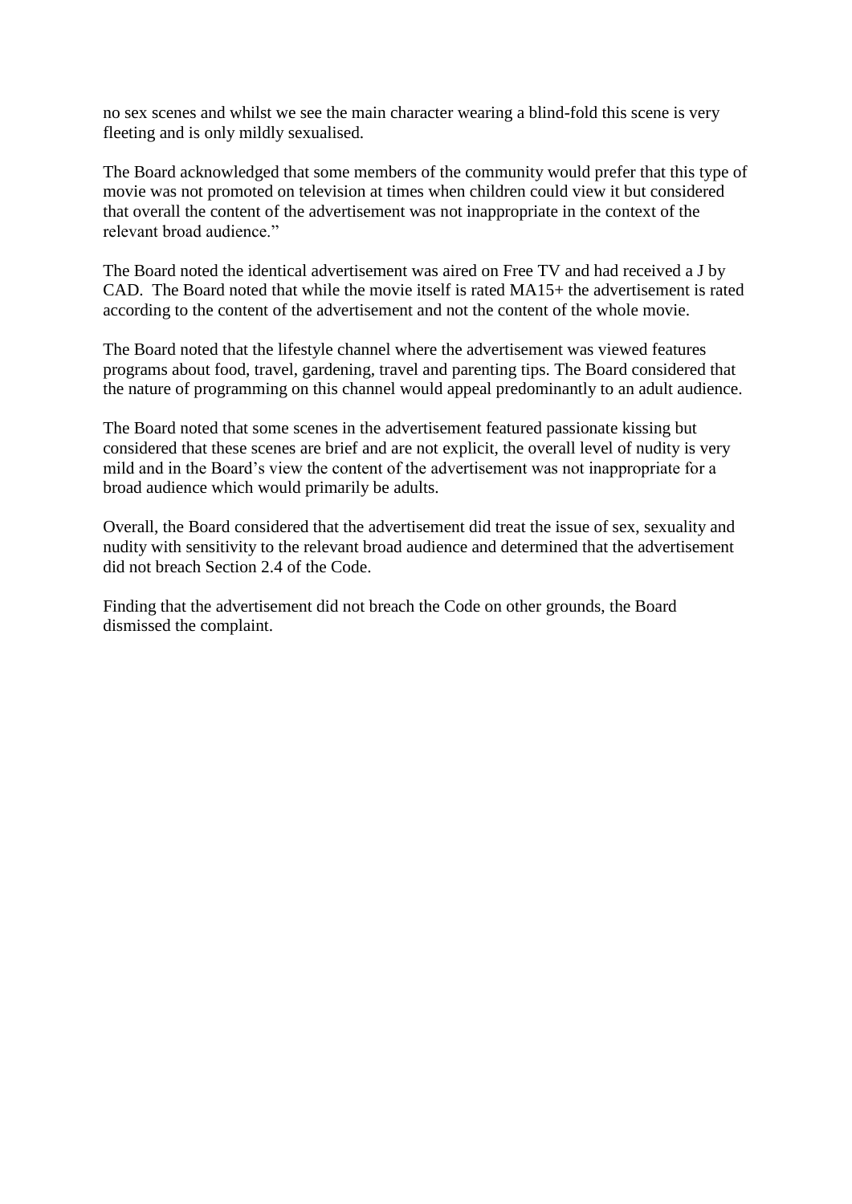no sex scenes and whilst we see the main character wearing a blind-fold this scene is very fleeting and is only mildly sexualised.

The Board acknowledged that some members of the community would prefer that this type of movie was not promoted on television at times when children could view it but considered that overall the content of the advertisement was not inappropriate in the context of the relevant broad audience."

The Board noted the identical advertisement was aired on Free TV and had received a J by CAD. The Board noted that while the movie itself is rated MA15+ the advertisement is rated according to the content of the advertisement and not the content of the whole movie.

The Board noted that the lifestyle channel where the advertisement was viewed features programs about food, travel, gardening, travel and parenting tips. The Board considered that the nature of programming on this channel would appeal predominantly to an adult audience.

The Board noted that some scenes in the advertisement featured passionate kissing but considered that these scenes are brief and are not explicit, the overall level of nudity is very mild and in the Board's view the content of the advertisement was not inappropriate for a broad audience which would primarily be adults.

Overall, the Board considered that the advertisement did treat the issue of sex, sexuality and nudity with sensitivity to the relevant broad audience and determined that the advertisement did not breach Section 2.4 of the Code.

Finding that the advertisement did not breach the Code on other grounds, the Board dismissed the complaint.